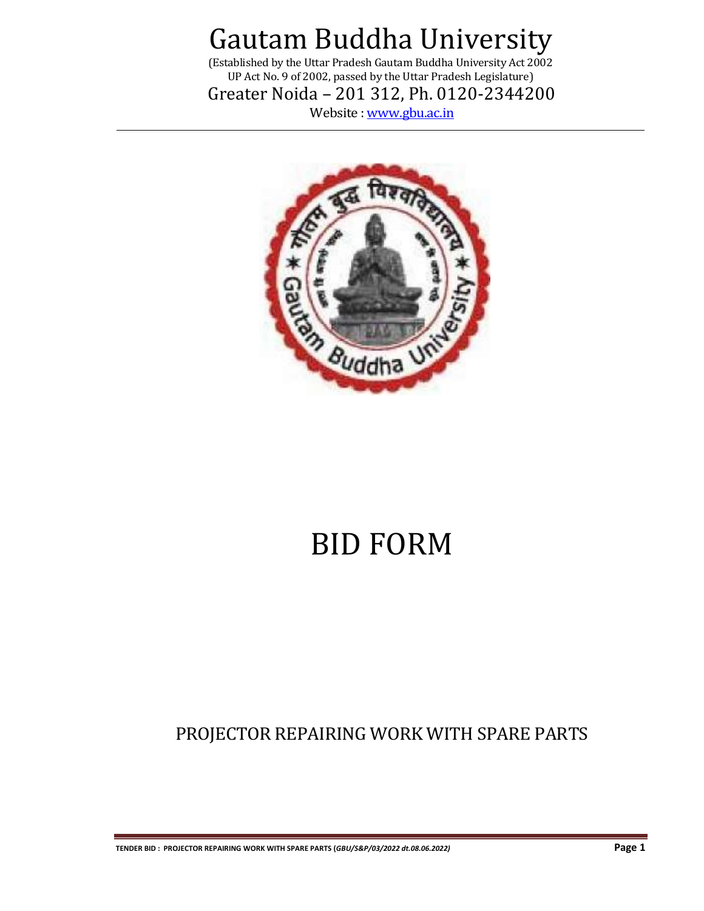# Gautam Buddha University

(Established by the Uttar Pradesh Gautam Buddha University Act 2002
UP Act No. 9 of 2002, passed by the Uttar Pradesh Legislature)

Greater Noida – 201 312, Ph. 0120-2344200

Website : www.gbu.ac.in

# BID FORM

## PROJECTOR REPAIRING WORK WITH SPARE PARTS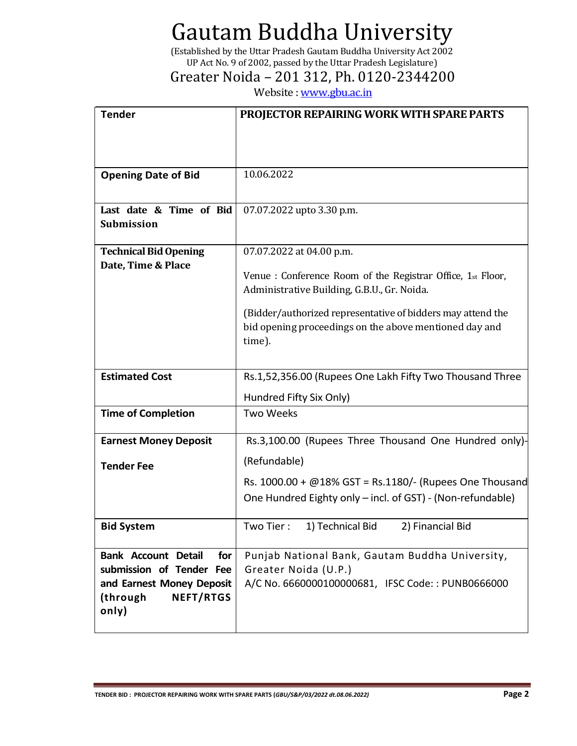# Gautam Buddha University

(Established by the Uttar Pradesh Gautam Buddha University Act 2002
UP Act No. 9 of 2002, passed by the Uttar Pradesh Legislature)

Greater Noida – 201 312, Ph. 0120-2344200

Website : www.gbu.ac.in

| Tender | PROJECTOR REPAIRING WORK WITH SPARE PARTS |
|---|---|
| Opening Date of Bid | 10.06.2022 |
| Last date & Time of Bid Submission | 07.07.2022 upto 3.30 p.m. |
| Technical Bid Opening Date, Time & Place | 07.07.2022 at 04.00 p.m.<br><br>Venue : Conference Room of the Registrar Office, 1st Floor, Administrative Building, G.B.U., Gr. Noida.<br><br>(Bidder/authorized representative of bidders may attend the bid opening proceedings on the above mentioned day and time). |
| Estimated Cost | Rs.1,52,356.00 (Rupees One Lakh Fifty Two Thousand Three Hundred Fifty Six Only) |
| Time of Completion | Two Weeks |
| Earnest Money Deposit<br><br>Tender Fee | Rs.3,100.00 (Rupees Three Thousand One Hundred only)-(Refundable)<br><br>Rs. 1000.00 + @18% GST = Rs.1180/- (Rupees One Thousand One Hundred Eighty only – incl. of GST) - (Non-refundable) |
| Bid System | Two Tier : 1) Technical Bid 2) Financial Bid |
| Bank Account Detail for submission of Tender Fee and Earnest Money Deposit (through NEFT/RTGS only) | Punjab National Bank, Gautam Buddha University, Greater Noida (U.P.)<br>A/C No. 6660000100000681, IFSC Code: : PUNB0666000 |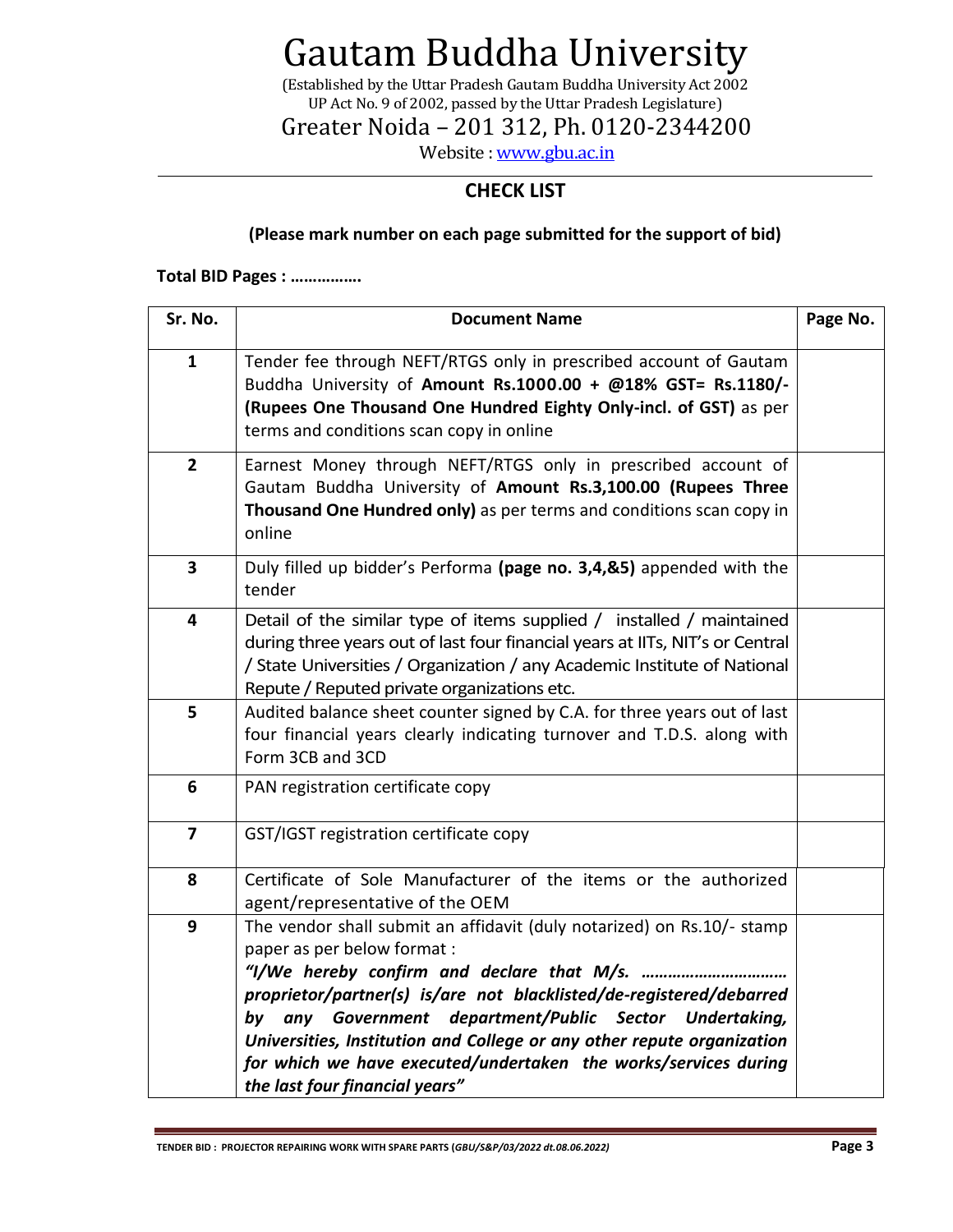# Gautam Buddha University

(Established by the Uttar Pradesh Gautam Buddha University Act 2002
UP Act No. 9 of 2002, passed by the Uttar Pradesh Legislature)

Greater Noida – 201 312, Ph. 0120-2344200

Website : www.gbu.ac.in

## CHECK LIST

**(Please mark number on each page submitted for the support of bid)**

**Total BID Pages : …………….**

| Sr. No. | Document Name | Page No. |
|---|---|---|
| **1** | Tender fee through NEFT/RTGS only in prescribed account of Gautam Buddha University of **Amount Rs.1000.00 + @18% GST= Rs.1180/- (Rupees One Thousand One Hundred Eighty Only-incl. of GST)** as per terms and conditions scan copy in online | |
| **2** | Earnest Money through NEFT/RTGS only in prescribed account of Gautam Buddha University of **Amount Rs.3,100.00 (Rupees Three Thousand One Hundred only)** as per terms and conditions scan copy in online | |
| **3** | Duly filled up bidder's Performa **(page no. 3,4,&5)** appended with the tender | |
| **4** | Detail of the similar type of items supplied / installed / maintained during three years out of last four financial years at IITs, NIT's or Central / State Universities / Organization / any Academic Institute of National Repute / Reputed private organizations etc. | |
| **5** | Audited balance sheet counter signed by C.A. for three years out of last four financial years clearly indicating turnover and T.D.S. along with Form 3CB and 3CD | |
| **6** | PAN registration certificate copy | |
| **7** | GST/IGST registration certificate copy | |
| **8** | Certificate of Sole Manufacturer of the items or the authorized agent/representative of the OEM | |
| **9** | The vendor shall submit an affidavit (duly notarized) on Rs.10/- stamp paper as per below format : ***"I/We hereby confirm and declare that M/s. …………………………… proprietor/partner(s) is/are not blacklisted/de-registered/debarred by any Government department/Public Sector Undertaking, Universities, Institution and College or any other repute organization for which we have executed/undertaken the works/services during the last four financial years"*** | |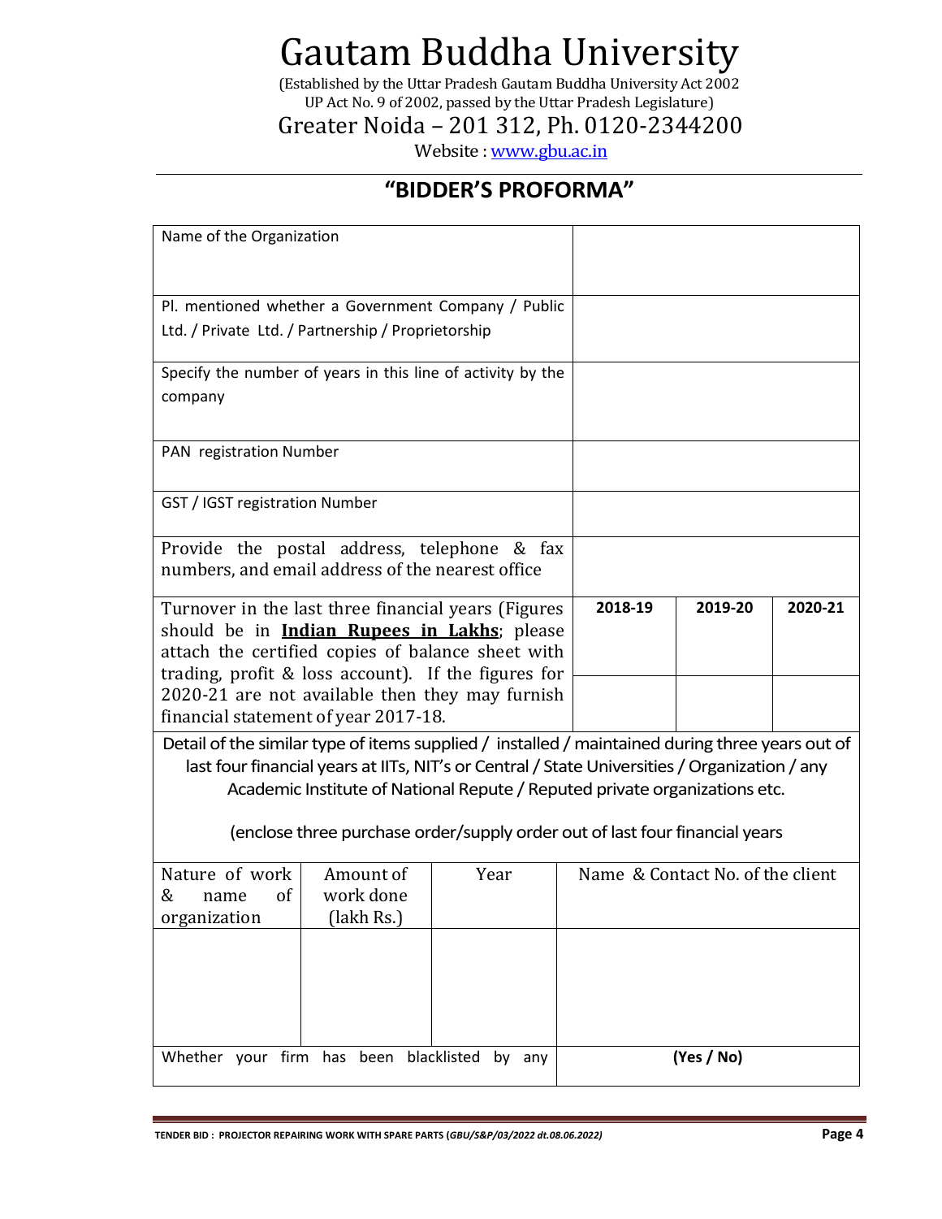# Gautam Buddha University

(Established by the Uttar Pradesh Gautam Buddha University Act 2002
UP Act No. 9 of 2002, passed by the Uttar Pradesh Legislature)

Greater Noida – 201 312, Ph. 0120-2344200

Website : www.gbu.ac.in

## "BIDDER'S PROFORMA"

| | | | |
|---|---|---|---|
| Name of the Organization | | | |
| Pl. mentioned whether a Government Company / Public Ltd. / Private Ltd. / Partnership / Proprietorship | | | |
| Specify the number of years in this line of activity by the company | | | |
| PAN registration Number | | | |
| GST / IGST registration Number | | | |
| Provide the postal address, telephone & fax numbers, and email address of the nearest office | | | |
| Turnover in the last three financial years (Figures should be in **Indian Rupees in Lakhs**; please attach the certified copies of balance sheet with trading, profit & loss account). If the figures for 2020-21 are not available then they may furnish financial statement of year 2017-18. | **2018-19** | **2019-20** | **2020-21** |
| | | | |

Detail of the similar type of items supplied / installed / maintained during three years out of last four financial years at IITs, NIT's or Central / State Universities / Organization / any Academic Institute of National Repute / Reputed private organizations etc.

(enclose three purchase order/supply order out of last four financial years

| Nature of work & name of organization | Amount of work done (lakh Rs.) | Year | Name & Contact No. of the client |
|---|---|---|---|
| | | | |
| Whether your firm has been blacklisted by any | | | **(Yes / No)** |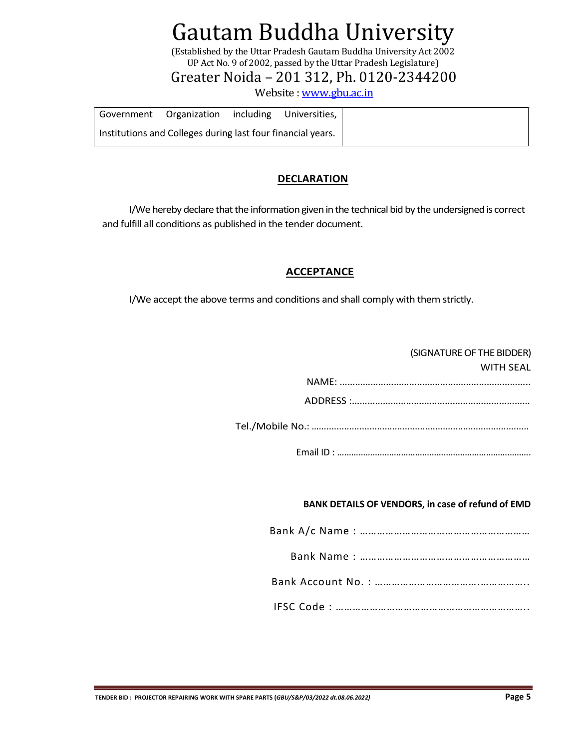| Government Organization including Universities, Institutions and Colleges during last four financial years. | |
|---|---|

## DECLARATION

I/We hereby declare that the information given in the technical bid by the undersigned is correct and fulfill all conditions as published in the tender document.

## ACCEPTANCE

I/We accept the above terms and conditions and shall comply with them strictly.

(SIGNATURE OF THE BIDDER)
WITH SEAL

NAME: …………………………………………………………………

ADDRESS :……………………………………………………………

Tel./Mobile No.: …………………………………………………………………………

Email ID : ……………………………………………………………………….

**BANK DETAILS OF VENDORS, in case of refund of EMD**

Bank A/c Name : …………………………………………………

Bank Name : …………………………………………………

Bank Account No. : ……………………………….……………..

IFSC Code : ………………………………………………………..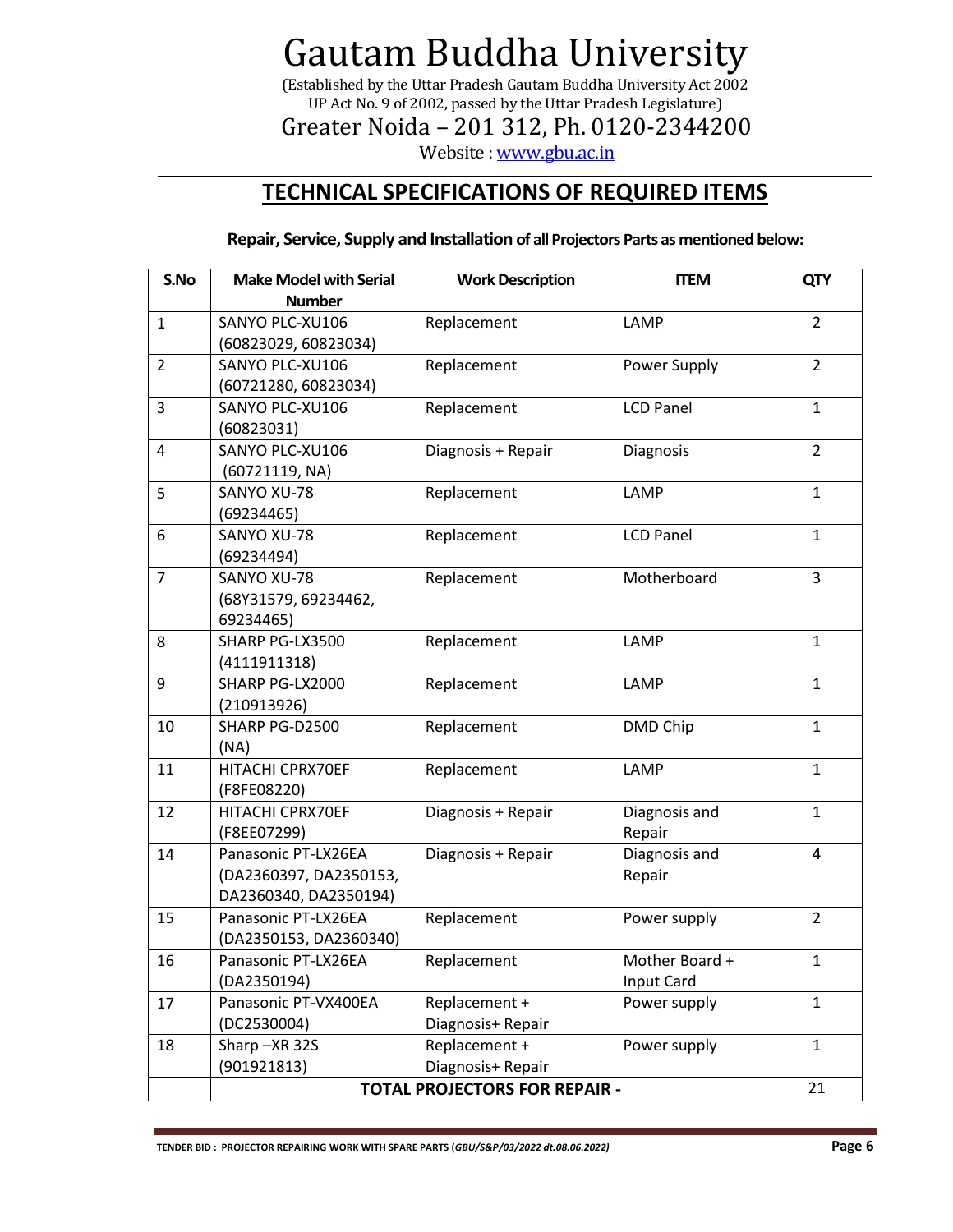# Gautam Buddha University

(Established by the Uttar Pradesh Gautam Buddha University Act 2002
UP Act No. 9 of 2002, passed by the Uttar Pradesh Legislature)

Greater Noida – 201 312, Ph. 0120-2344200

Website : www.gbu.ac.in

## TECHNICAL SPECIFICATIONS OF REQUIRED ITEMS

**Repair, Service, Supply and Installation of all Projectors Parts as mentioned below:**

| S.No | Make Model with Serial Number | Work Description | ITEM | QTY |
|---|---|---|---|---|
| 1 | SANYO PLC-XU106 (60823029, 60823034) | Replacement | LAMP | 2 |
| 2 | SANYO PLC-XU106 (60721280, 60823034) | Replacement | Power Supply | 2 |
| 3 | SANYO PLC-XU106 (60823031) | Replacement | LCD Panel | 1 |
| 4 | SANYO PLC-XU106 (60721119, NA) | Diagnosis + Repair | Diagnosis | 2 |
| 5 | SANYO XU-78 (69234465) | Replacement | LAMP | 1 |
| 6 | SANYO XU-78 (69234494) | Replacement | LCD Panel | 1 |
| 7 | SANYO XU-78 (68Y31579, 69234462, 69234465) | Replacement | Motherboard | 3 |
| 8 | SHARP PG-LX3500 (4111911318) | Replacement | LAMP | 1 |
| 9 | SHARP PG-LX2000 (210913926) | Replacement | LAMP | 1 |
| 10 | SHARP PG-D2500 (NA) | Replacement | DMD Chip | 1 |
| 11 | HITACHI CPRX70EF (F8FE08220) | Replacement | LAMP | 1 |
| 12 | HITACHI CPRX70EF (F8EE07299) | Diagnosis + Repair | Diagnosis and Repair | 1 |
| 14 | Panasonic PT-LX26EA (DA2360397, DA2350153, DA2360340, DA2350194) | Diagnosis + Repair | Diagnosis and Repair | 4 |
| 15 | Panasonic PT-LX26EA (DA2350153, DA2360340) | Replacement | Power supply | 2 |
| 16 | Panasonic PT-LX26EA (DA2350194) | Replacement | Mother Board + Input Card | 1 |
| 17 | Panasonic PT-VX400EA (DC2530004) | Replacement + Diagnosis+ Repair | Power supply | 1 |
| 18 | Sharp –XR 32S (901921813) | Replacement + Diagnosis+ Repair | Power supply | 1 |
| | **TOTAL PROJECTORS FOR REPAIR -** | | | 21 |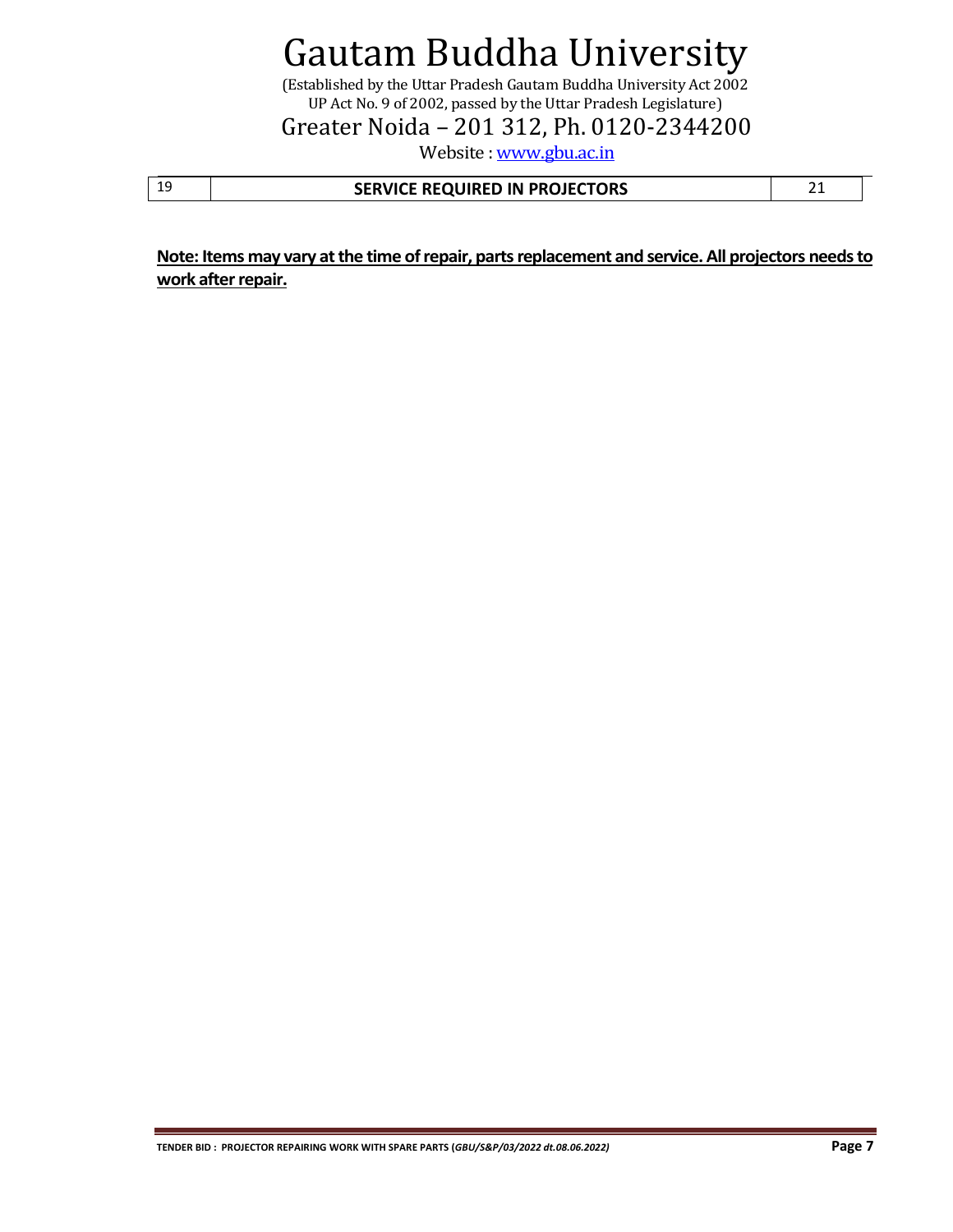| 19 | **SERVICE REQUIRED IN PROJECTORS** | 21 |
|---|---|---|

**Note: Items may vary at the time of repair, parts replacement and service. All projectors needs to work after repair.**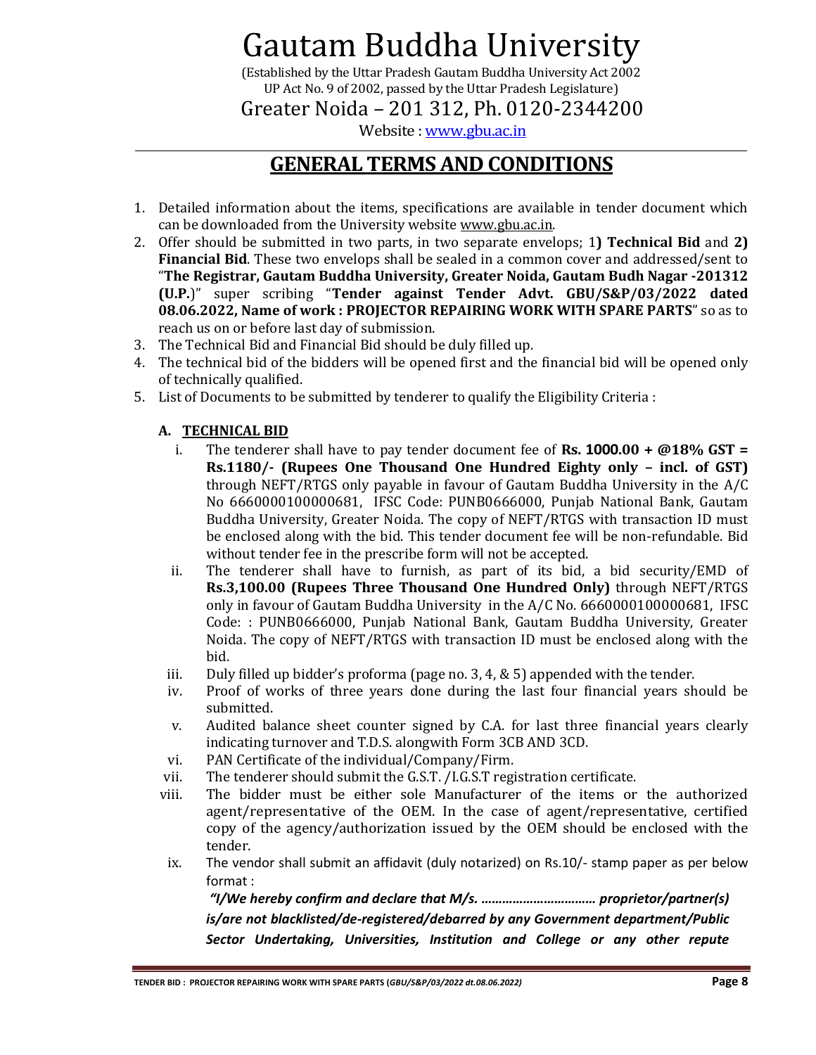# Gautam Buddha University

(Established by the Uttar Pradesh Gautam Buddha University Act 2002
UP Act No. 9 of 2002, passed by the Uttar Pradesh Legislature)

Greater Noida – 201 312, Ph. 0120-2344200

Website : www.gbu.ac.in

## GENERAL TERMS AND CONDITIONS

1. Detailed information about the items, specifications are available in tender document which can be downloaded from the University website www.gbu.ac.in.
2. Offer should be submitted in two parts, in two separate envelops; 1**) Technical Bid** and **2) Financial Bid**. These two envelops shall be sealed in a common cover and addressed/sent to "**The Registrar, Gautam Buddha University, Greater Noida, Gautam Budh Nagar -201312 (U.P.**)" super scribing "**Tender against Tender Advt. GBU/S&P/03/2022 dated 08.06.2022, Name of work : PROJECTOR REPAIRING WORK WITH SPARE PARTS**" so as to reach us on or before last day of submission.
3. The Technical Bid and Financial Bid should be duly filled up.
4. The technical bid of the bidders will be opened first and the financial bid will be opened only of technically qualified.
5. List of Documents to be submitted by tenderer to qualify the Eligibility Criteria :

   **A. TECHNICAL BID**

   i. The tenderer shall have to pay tender document fee of **Rs. 1000.00 + @18% GST = Rs.1180/- (Rupees One Thousand One Hundred Eighty only – incl. of GST)** through NEFT/RTGS only payable in favour of Gautam Buddha University in the A/C No 6660000100000681, IFSC Code: PUNB0666000, Punjab National Bank, Gautam Buddha University, Greater Noida. The copy of NEFT/RTGS with transaction ID must be enclosed along with the bid. This tender document fee will be non-refundable. Bid without tender fee in the prescribe form will not be accepted.

   ii. The tenderer shall have to furnish, as part of its bid, a bid security/EMD of **Rs.3,100.00 (Rupees Three Thousand One Hundred Only)** through NEFT/RTGS only in favour of Gautam Buddha University in the A/C No. 6660000100000681, IFSC Code: : PUNB0666000, Punjab National Bank, Gautam Buddha University, Greater Noida. The copy of NEFT/RTGS with transaction ID must be enclosed along with the bid.

   iii. Duly filled up bidder's proforma (page no. 3, 4, & 5) appended with the tender.

   iv. Proof of works of three years done during the last four financial years should be submitted.

   v. Audited balance sheet counter signed by C.A. for last three financial years clearly indicating turnover and T.D.S. alongwith Form 3CB AND 3CD.

   vi. PAN Certificate of the individual/Company/Firm.

   vii. The tenderer should submit the G.S.T. /I.G.S.T registration certificate.

   viii. The bidder must be either sole Manufacturer of the items or the authorized agent/representative of the OEM. In the case of agent/representative, certified copy of the agency/authorization issued by the OEM should be enclosed with the tender.

   ix. The vendor shall submit an affidavit (duly notarized) on Rs.10/- stamp paper as per below format :

   ***"I/We hereby confirm and declare that M/s. ………………………… proprietor/partner(s) is/are not blacklisted/de-registered/debarred by any Government department/Public Sector Undertaking, Universities, Institution and College or any other repute***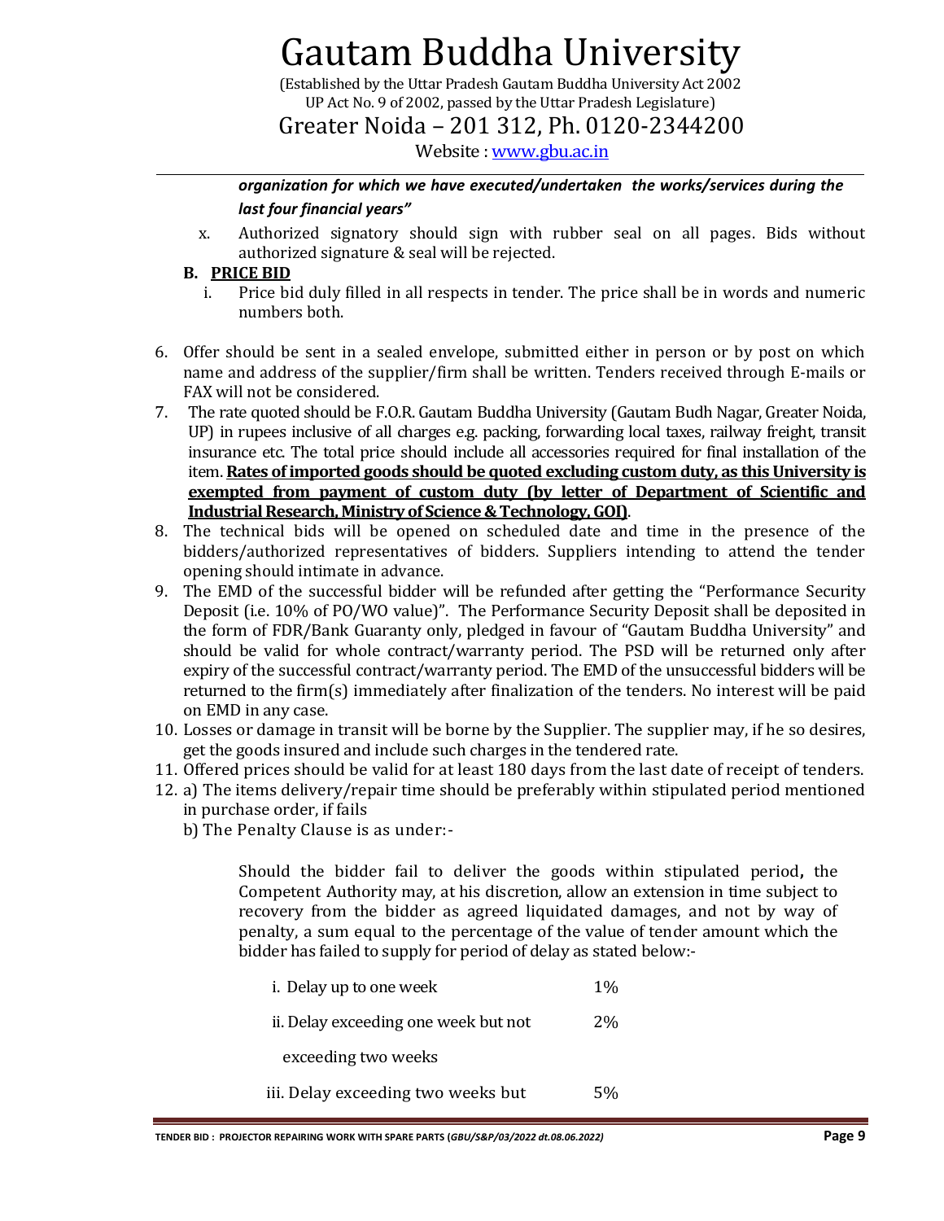*organization for which we have executed/undertaken the works/services during the last four financial years"*

x. Authorized signatory should sign with rubber seal on all pages. Bids without authorized signature & seal will be rejected.

**B. PRICE BID**

i. Price bid duly filled in all respects in tender. The price shall be in words and numeric numbers both.

6. Offer should be sent in a sealed envelope, submitted either in person or by post on which name and address of the supplier/firm shall be written. Tenders received through E-mails or FAX will not be considered.
7. The rate quoted should be F.O.R. Gautam Buddha University (Gautam Budh Nagar, Greater Noida, UP) in rupees inclusive of all charges e.g. packing, forwarding local taxes, railway freight, transit insurance etc. The total price should include all accessories required for final installation of the item. **Rates of imported goods should be quoted excluding custom duty, as this University is exempted from payment of custom duty (by letter of Department of Scientific and Industrial Research, Ministry of Science & Technology, GOI)**.
8. The technical bids will be opened on scheduled date and time in the presence of the bidders/authorized representatives of bidders. Suppliers intending to attend the tender opening should intimate in advance.
9. The EMD of the successful bidder will be refunded after getting the "Performance Security Deposit (i.e. 10% of PO/WO value)". The Performance Security Deposit shall be deposited in the form of FDR/Bank Guaranty only, pledged in favour of "Gautam Buddha University" and should be valid for whole contract/warranty period. The PSD will be returned only after expiry of the successful contract/warranty period. The EMD of the unsuccessful bidders will be returned to the firm(s) immediately after finalization of the tenders. No interest will be paid on EMD in any case.
10. Losses or damage in transit will be borne by the Supplier. The supplier may, if he so desires, get the goods insured and include such charges in the tendered rate.
11. Offered prices should be valid for at least 180 days from the last date of receipt of tenders.
12. a) The items delivery/repair time should be preferably within stipulated period mentioned in purchase order, if fails

    b) The Penalty Clause is as under:-

    Should the bidder fail to deliver the goods within stipulated period**,** the Competent Authority may, at his discretion, allow an extension in time subject to recovery from the bidder as agreed liquidated damages, and not by way of penalty, a sum equal to the percentage of the value of tender amount which the bidder has failed to supply for period of delay as stated below:-

    | | |
    |---|---|
    | i. Delay up to one week | 1% |
    | ii. Delay exceeding one week but not exceeding two weeks | 2% |
    | iii. Delay exceeding two weeks but | 5% |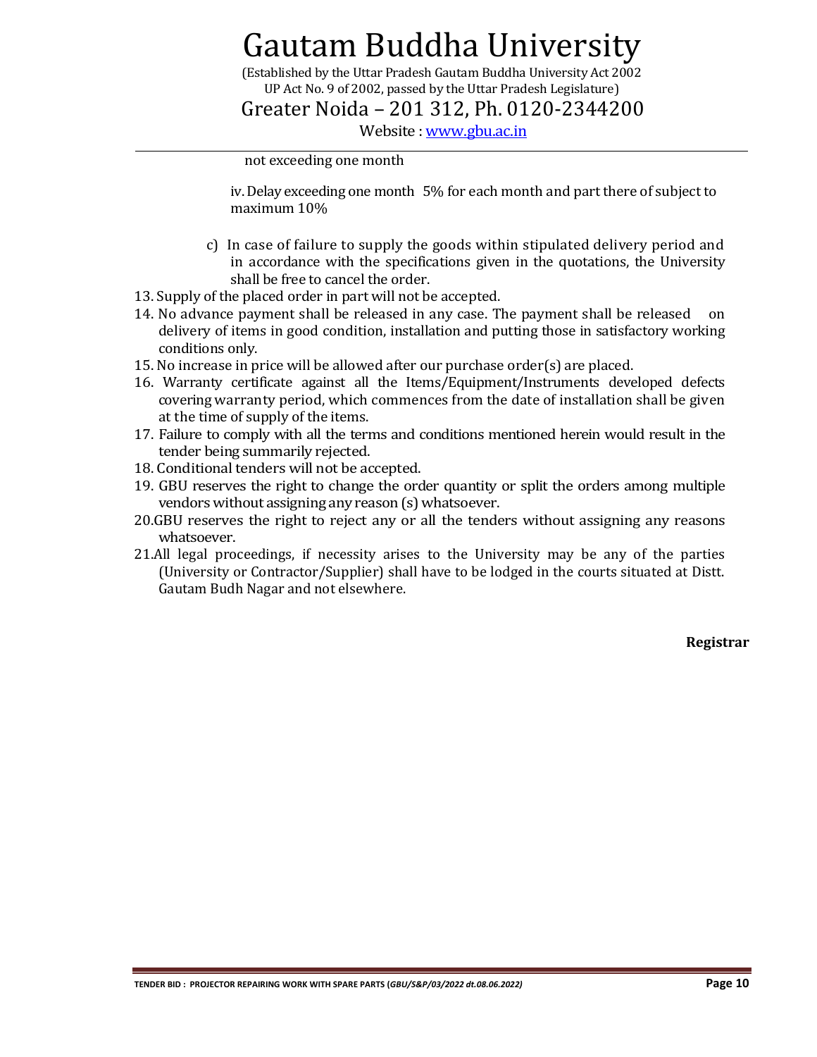not exceeding one month

iv. Delay exceeding one month 5% for each month and part there of subject to maximum 10%

c) In case of failure to supply the goods within stipulated delivery period and in accordance with the specifications given in the quotations, the University shall be free to cancel the order.

13. Supply of the placed order in part will not be accepted.
14. No advance payment shall be released in any case. The payment shall be released on delivery of items in good condition, installation and putting those in satisfactory working conditions only.
15. No increase in price will be allowed after our purchase order(s) are placed.
16. Warranty certificate against all the Items/Equipment/Instruments developed defects covering warranty period, which commences from the date of installation shall be given at the time of supply of the items.
17. Failure to comply with all the terms and conditions mentioned herein would result in the tender being summarily rejected.
18. Conditional tenders will not be accepted.
19. GBU reserves the right to change the order quantity or split the orders among multiple vendors without assigning any reason (s) whatsoever.
20. GBU reserves the right to reject any or all the tenders without assigning any reasons whatsoever.
21. All legal proceedings, if necessity arises to the University may be any of the parties (University or Contractor/Supplier) shall have to be lodged in the courts situated at Distt. Gautam Budh Nagar and not elsewhere.

**Registrar**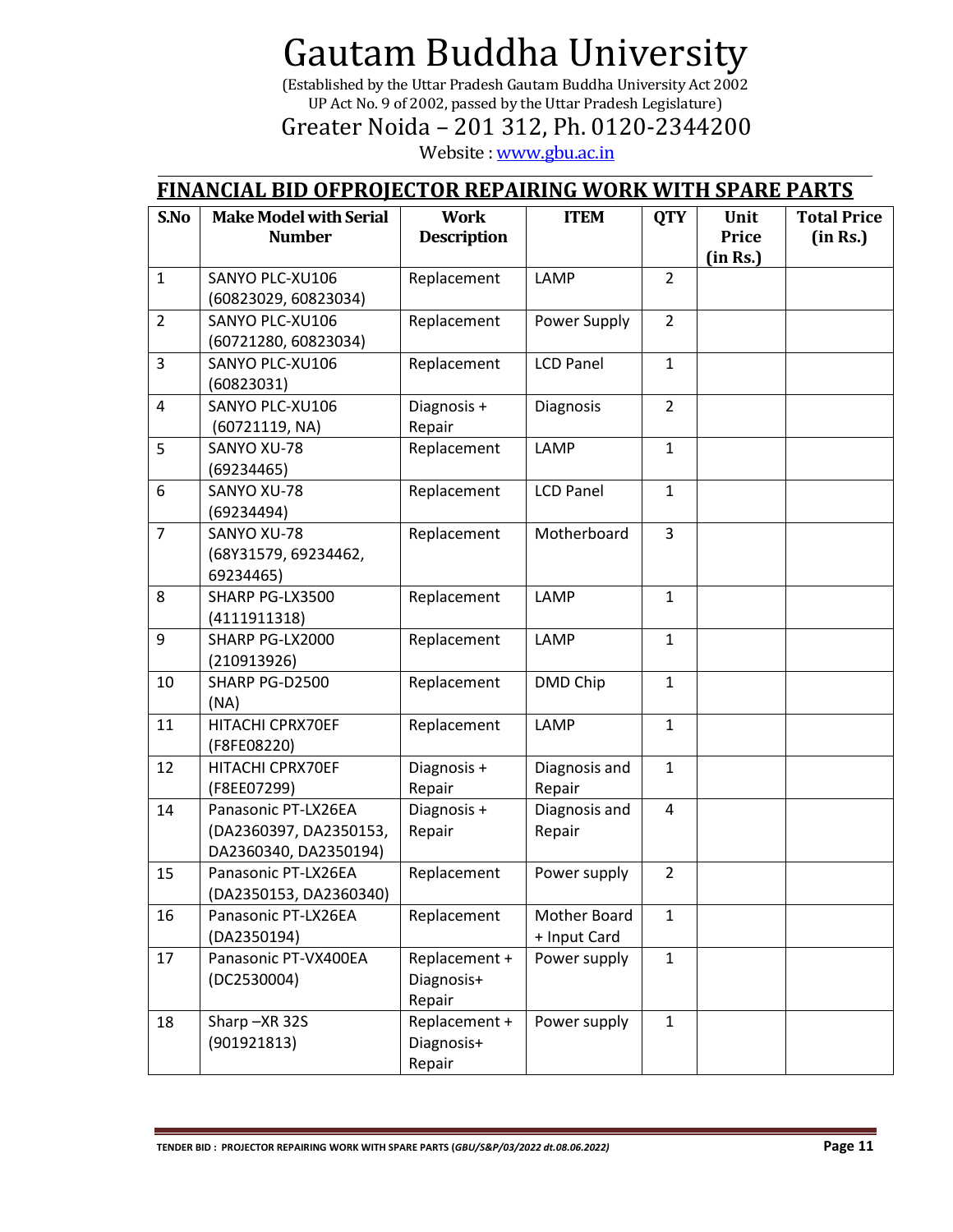# Gautam Buddha University

(Established by the Uttar Pradesh Gautam Buddha University Act 2002
UP Act No. 9 of 2002, passed by the Uttar Pradesh Legislature)

Greater Noida – 201 312, Ph. 0120-2344200

Website : www.gbu.ac.in

## FINANCIAL BID OFPROJECTOR REPAIRING WORK WITH SPARE PARTS

| S.No | Make Model with Serial Number | Work Description | ITEM | QTY | Unit Price (in Rs.) | Total Price (in Rs.) |
|---|---|---|---|---|---|---|
| 1 | SANYO PLC-XU106 (60823029, 60823034) | Replacement | LAMP | 2 | | |
| 2 | SANYO PLC-XU106 (60721280, 60823034) | Replacement | Power Supply | 2 | | |
| 3 | SANYO PLC-XU106 (60823031) | Replacement | LCD Panel | 1 | | |
| 4 | SANYO PLC-XU106 (60721119, NA) | Diagnosis + Repair | Diagnosis | 2 | | |
| 5 | SANYO XU-78 (69234465) | Replacement | LAMP | 1 | | |
| 6 | SANYO XU-78 (69234494) | Replacement | LCD Panel | 1 | | |
| 7 | SANYO XU-78 (68Y31579, 69234462, 69234465) | Replacement | Motherboard | 3 | | |
| 8 | SHARP PG-LX3500 (4111911318) | Replacement | LAMP | 1 | | |
| 9 | SHARP PG-LX2000 (210913926) | Replacement | LAMP | 1 | | |
| 10 | SHARP PG-D2500 (NA) | Replacement | DMD Chip | 1 | | |
| 11 | HITACHI CPRX70EF (F8FE08220) | Replacement | LAMP | 1 | | |
| 12 | HITACHI CPRX70EF (F8EE07299) | Diagnosis + Repair | Diagnosis and Repair | 1 | | |
| 14 | Panasonic PT-LX26EA (DA2360397, DA2350153, DA2360340, DA2350194) | Diagnosis + Repair | Diagnosis and Repair | 4 | | |
| 15 | Panasonic PT-LX26EA (DA2350153, DA2360340) | Replacement | Power supply | 2 | | |
| 16 | Panasonic PT-LX26EA (DA2350194) | Replacement | Mother Board + Input Card | 1 | | |
| 17 | Panasonic PT-VX400EA (DC2530004) | Replacement + Diagnosis+ Repair | Power supply | 1 | | |
| 18 | Sharp –XR 32S (901921813) | Replacement + Diagnosis+ Repair | Power supply | 1 | | |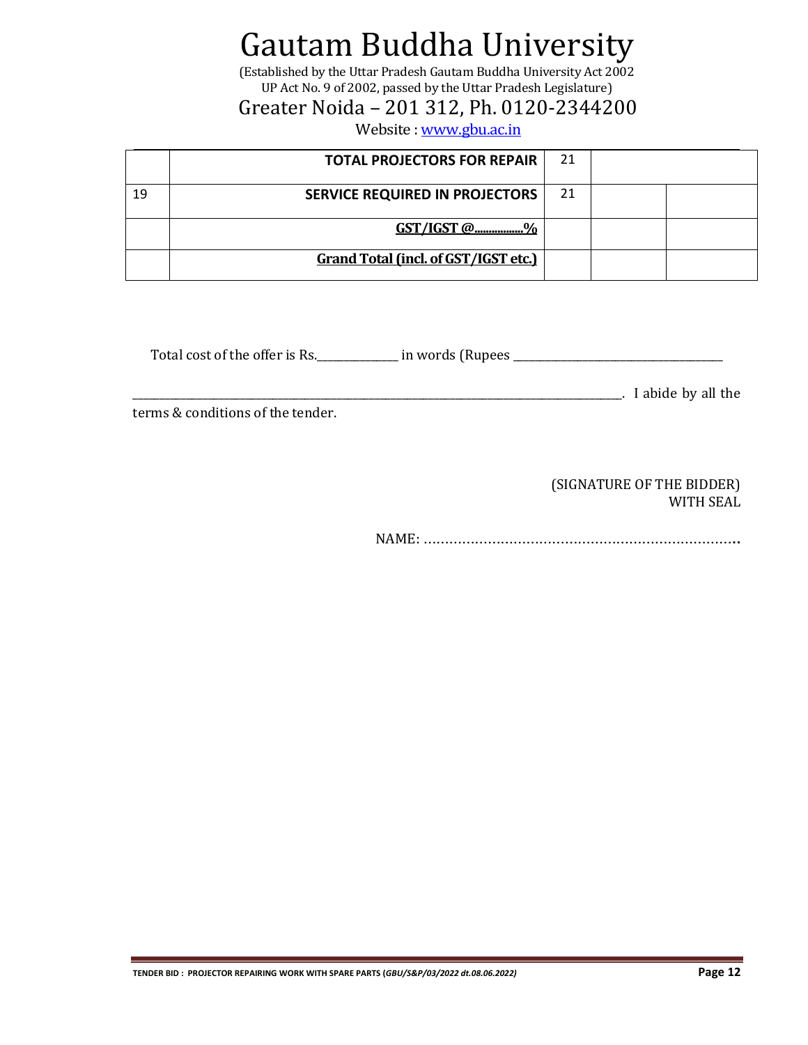Gautam Buddha University

(Established by the Uttar Pradesh Gautam Buddha University Act 2002
UP Act No. 9 of 2002, passed by the Uttar Pradesh Legislature)

Greater Noida – 201 312, Ph. 0120-2344200

Website : www.gbu.ac.in

| | | | | |
|---|---|---|---|---|
| | **TOTAL PROJECTORS FOR REPAIR** | 21 | | |
| 19 | **SERVICE REQUIRED IN PROJECTORS** | 21 | | |
| | **GST/IGST @...............%** | | | |
| | **Grand Total (incl. of GST/IGST etc.)** | | | |

Total cost of the offer is Rs.______________ in words (Rupees ____________________________________

___________________________________________________________________________________________. I abide by all the terms & conditions of the tender.

(SIGNATURE OF THE BIDDER)
WITH SEAL

NAME: …………………………………………………………………..